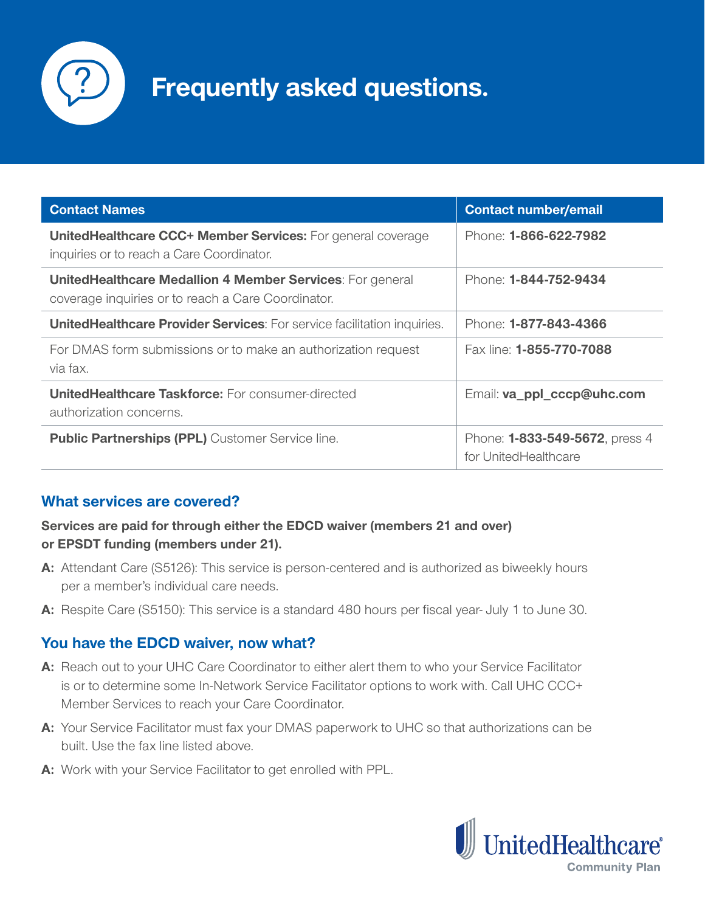# Frequently asked questions.

| Contact Names | Contact number/email |
|---|---|
| **UnitedHealthcare CCC+ Member Services:** For general coverage inquiries or to reach a Care Coordinator. | Phone: **1-866-622-7982** |
| **UnitedHealthcare Medallion 4 Member Services**: For general coverage inquiries or to reach a Care Coordinator. | Phone: **1-844-752-9434** |
| **UnitedHealthcare Provider Services**: For service facilitation inquiries. | Phone: **1-877-843-4366** |
| For DMAS form submissions or to make an authorization request via fax. | Fax line: **1-855-770-7088** |
| **UnitedHealthcare Taskforce:** For consumer-directed authorization concerns. | Email: **va_ppl_cccp@uhc.com** |
| **Public Partnerships (PPL)** Customer Service line. | Phone: **1-833-549-5672**, press 4 for UnitedHealthcare |

## What services are covered?

**Services are paid for through either the EDCD waiver (members 21 and over) or EPSDT funding (members under 21).**

**A:** Attendant Care (S5126): This service is person-centered and is authorized as biweekly hours per a member's individual care needs.

**A:** Respite Care (S5150): This service is a standard 480 hours per fiscal year- July 1 to June 30.

## You have the EDCD waiver, now what?

**A:** Reach out to your UHC Care Coordinator to either alert them to who your Service Facilitator is or to determine some In-Network Service Facilitator options to work with. Call UHC CCC+ Member Services to reach your Care Coordinator.

**A:** Your Service Facilitator must fax your DMAS paperwork to UHC so that authorizations can be built. Use the fax line listed above.

**A:** Work with your Service Facilitator to get enrolled with PPL.

UnitedHealthcare Community Plan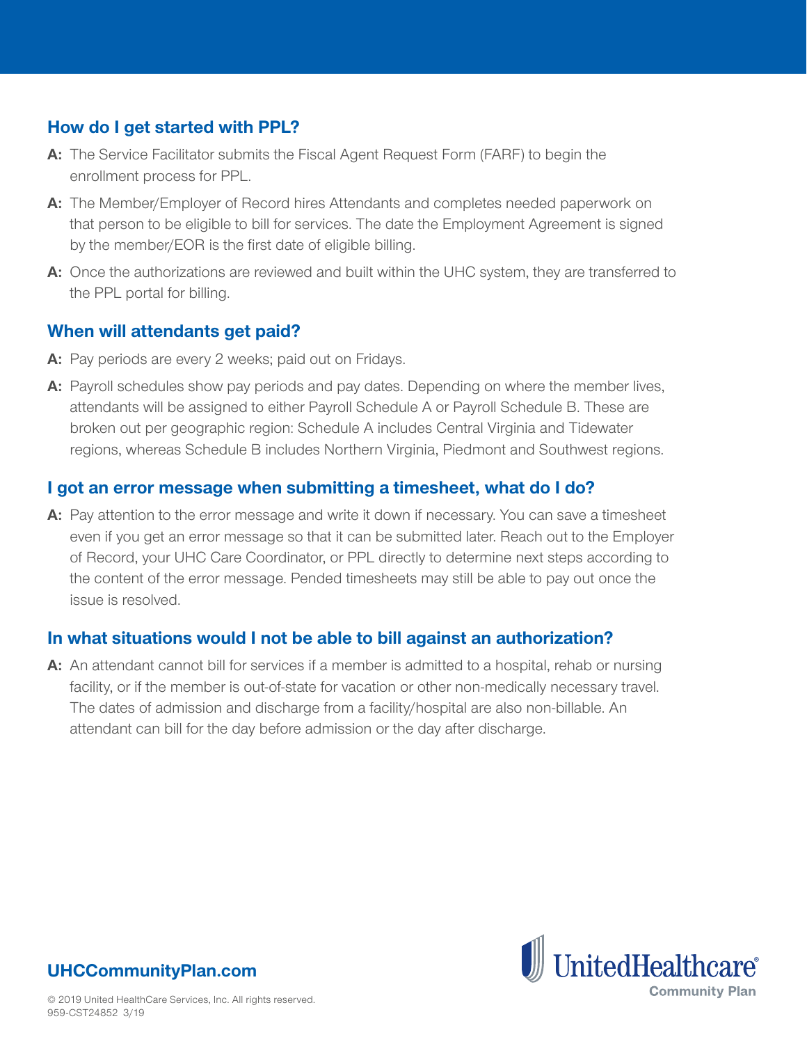## How do I get started with PPL?

**A:** The Service Facilitator submits the Fiscal Agent Request Form (FARF) to begin the enrollment process for PPL.

**A:** The Member/Employer of Record hires Attendants and completes needed paperwork on that person to be eligible to bill for services. The date the Employment Agreement is signed by the member/EOR is the first date of eligible billing.

**A:** Once the authorizations are reviewed and built within the UHC system, they are transferred to the PPL portal for billing.

## When will attendants get paid?

**A:** Pay periods are every 2 weeks; paid out on Fridays.

**A:** Payroll schedules show pay periods and pay dates. Depending on where the member lives, attendants will be assigned to either Payroll Schedule A or Payroll Schedule B. These are broken out per geographic region: Schedule A includes Central Virginia and Tidewater regions, whereas Schedule B includes Northern Virginia, Piedmont and Southwest regions.

## I got an error message when submitting a timesheet, what do I do?

**A:** Pay attention to the error message and write it down if necessary. You can save a timesheet even if you get an error message so that it can be submitted later. Reach out to the Employer of Record, your UHC Care Coordinator, or PPL directly to determine next steps according to the content of the error message. Pended timesheets may still be able to pay out once the issue is resolved.

## In what situations would I not be able to bill against an authorization?

**A:** An attendant cannot bill for services if a member is admitted to a hospital, rehab or nursing facility, or if the member is out-of-state for vacation or other non-medically necessary travel. The dates of admission and discharge from a facility/hospital are also non-billable. An attendant can bill for the day before admission or the day after discharge.

**UHCCommunityPlan.com**

UnitedHealthcare Community Plan

© 2019 United HealthCare Services, Inc. All rights reserved.
959-CST24852 3/19